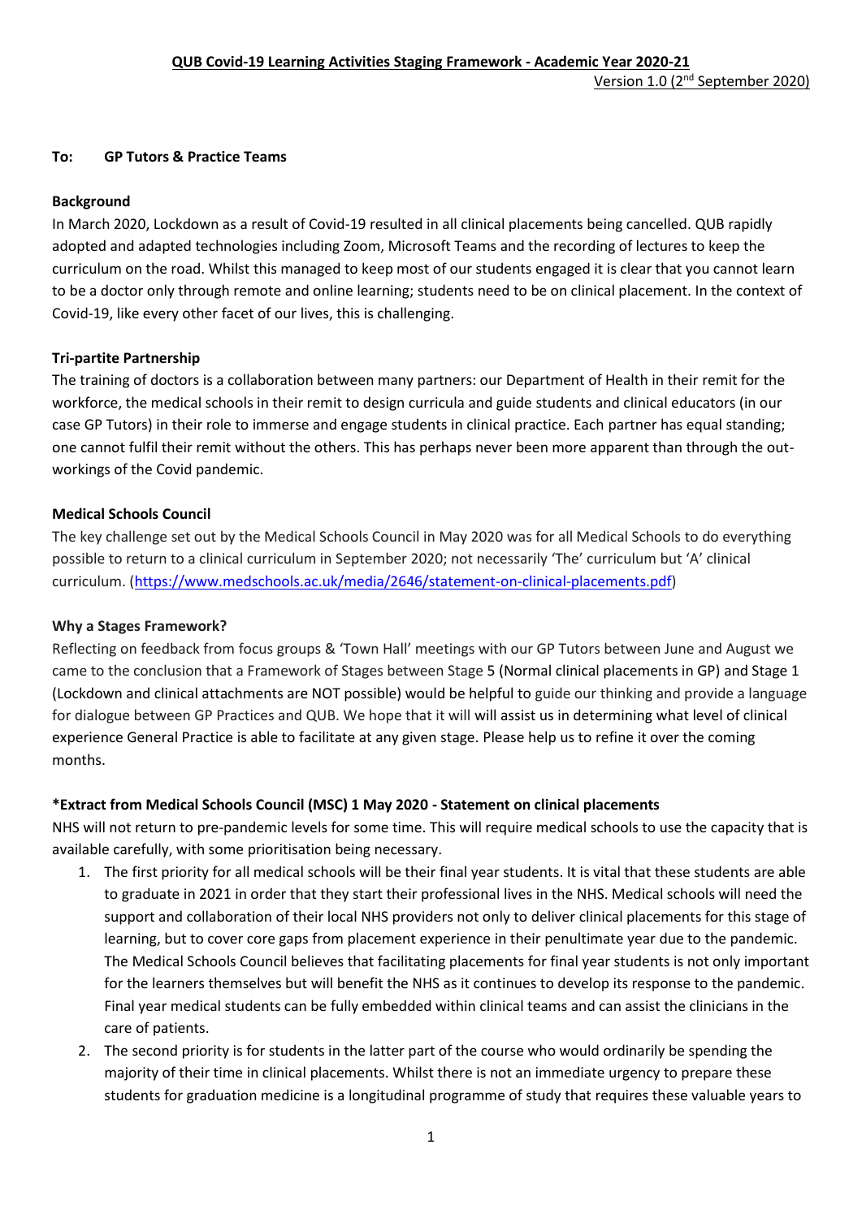# QUB Covid-19 Learning Activities Staging Framework - Academic Year 2020-21

Version 1.0 (2nd September 2020)

**To: GP Tutors & Practice Teams**

**Background**

In March 2020, Lockdown as a result of Covid-19 resulted in all clinical placements being cancelled. QUB rapidly adopted and adapted technologies including Zoom, Microsoft Teams and the recording of lectures to keep the curriculum on the road. Whilst this managed to keep most of our students engaged it is clear that you cannot learn to be a doctor only through remote and online learning; students need to be on clinical placement. In the context of Covid-19, like every other facet of our lives, this is challenging.

**Tri-partite Partnership**

The training of doctors is a collaboration between many partners: our Department of Health in their remit for the workforce, the medical schools in their remit to design curricula and guide students and clinical educators (in our case GP Tutors) in their role to immerse and engage students in clinical practice. Each partner has equal standing; one cannot fulfil their remit without the others. This has perhaps never been more apparent than through the out-workings of the Covid pandemic.

**Medical Schools Council**

The key challenge set out by the Medical Schools Council in May 2020 was for all Medical Schools to do everything possible to return to a clinical curriculum in September 2020; not necessarily 'The' curriculum but 'A' clinical curriculum. (https://www.medschools.ac.uk/media/2646/statement-on-clinical-placements.pdf)

**Why a Stages Framework?**

Reflecting on feedback from focus groups & 'Town Hall' meetings with our GP Tutors between June and August we came to the conclusion that a Framework of Stages between Stage 5 (Normal clinical placements in GP) and Stage 1 (Lockdown and clinical attachments are NOT possible) would be helpful to guide our thinking and provide a language for dialogue between GP Practices and QUB. We hope that it will will assist us in determining what level of clinical experience General Practice is able to facilitate at any given stage. Please help us to refine it over the coming months.

**\*Extract from Medical Schools Council (MSC) 1 May 2020 - Statement on clinical placements**

NHS will not return to pre-pandemic levels for some time. This will require medical schools to use the capacity that is available carefully, with some prioritisation being necessary.

1. The first priority for all medical schools will be their final year students. It is vital that these students are able to graduate in 2021 in order that they start their professional lives in the NHS. Medical schools will need the support and collaboration of their local NHS providers not only to deliver clinical placements for this stage of learning, but to cover core gaps from placement experience in their penultimate year due to the pandemic. The Medical Schools Council believes that facilitating placements for final year students is not only important for the learners themselves but will benefit the NHS as it continues to develop its response to the pandemic. Final year medical students can be fully embedded within clinical teams and can assist the clinicians in the care of patients.
2. The second priority is for students in the latter part of the course who would ordinarily be spending the majority of their time in clinical placements. Whilst there is not an immediate urgency to prepare these students for graduation medicine is a longitudinal programme of study that requires these valuable years to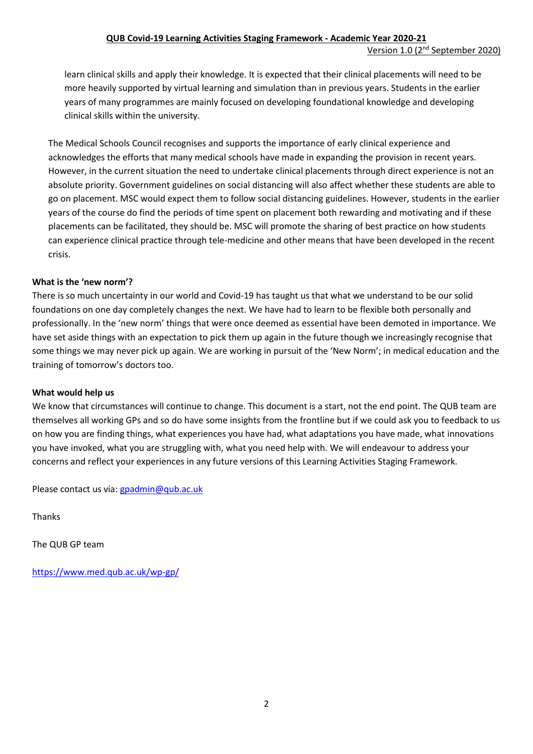learn clinical skills and apply their knowledge. It is expected that their clinical placements will need to be more heavily supported by virtual learning and simulation than in previous years. Students in the earlier years of many programmes are mainly focused on developing foundational knowledge and developing clinical skills within the university.

The Medical Schools Council recognises and supports the importance of early clinical experience and acknowledges the efforts that many medical schools have made in expanding the provision in recent years. However, in the current situation the need to undertake clinical placements through direct experience is not an absolute priority. Government guidelines on social distancing will also affect whether these students are able to go on placement. MSC would expect them to follow social distancing guidelines. However, students in the earlier years of the course do find the periods of time spent on placement both rewarding and motivating and if these placements can be facilitated, they should be. MSC will promote the sharing of best practice on how students can experience clinical practice through tele-medicine and other means that have been developed in the recent crisis.

**What is the 'new norm'?**

There is so much uncertainty in our world and Covid-19 has taught us that what we understand to be our solid foundations on one day completely changes the next. We have had to learn to be flexible both personally and professionally. In the 'new norm' things that were once deemed as essential have been demoted in importance. We have set aside things with an expectation to pick them up again in the future though we increasingly recognise that some things we may never pick up again. We are working in pursuit of the 'New Norm'; in medical education and the training of tomorrow's doctors too.

**What would help us**

We know that circumstances will continue to change. This document is a start, not the end point. The QUB team are themselves all working GPs and so do have some insights from the frontline but if we could ask you to feedback to us on how you are finding things, what experiences you have had, what adaptations you have made, what innovations you have invoked, what you are struggling with, what you need help with. We will endeavour to address your concerns and reflect your experiences in any future versions of this Learning Activities Staging Framework.

Please contact us via: [gpadmin@qub.ac.uk](mailto:gpadmin@qub.ac.uk)

Thanks

The QUB GP team

[https://www.med.qub.ac.uk/wp-gp/](https://www.med.qub.ac.uk/wp-gp/)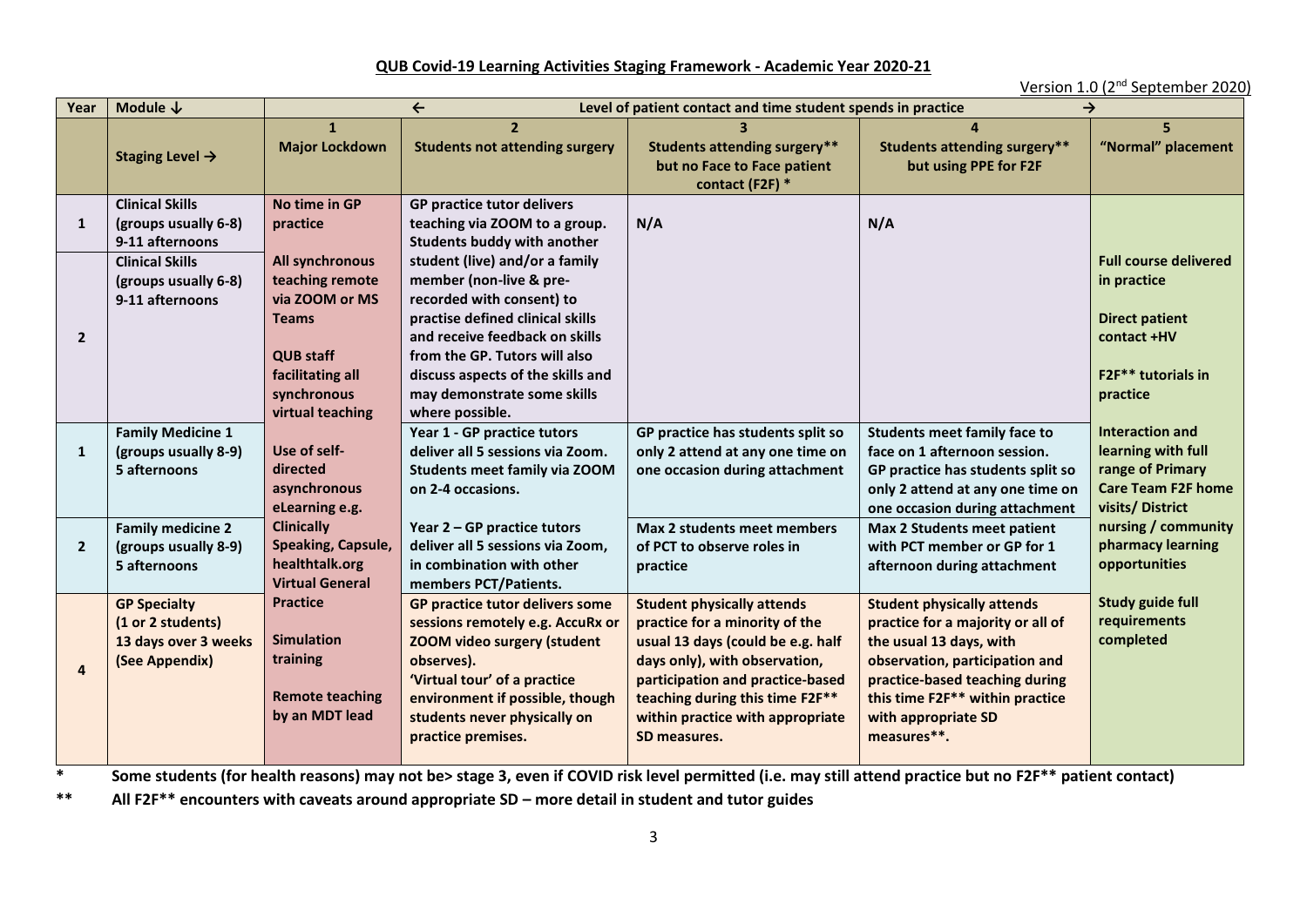**QUB Covid-19 Learning Activities Staging Framework - Academic Year 2020-21**

Version 1.0 (2nd September 2020)

| Year | Module ↓ | ← Level of patient contact and time student spends in practice → | | | | |
|---|---|---|---|---|---|---|
| | **Staging Level →** | **1 Major Lockdown** | **2 Students not attending surgery** | **3 Students attending surgery** but no Face to Face patient contact (F2F) *** | **4 Students attending surgery** but using PPE for F2F** | **5 "Normal" placement** |
| 1 | **Clinical Skills (groups usually 6-8) 9-11 afternoons** | No time in GP practice<br><br>All synchronous teaching remote via ZOOM or MS Teams<br><br>QUB staff facilitating all synchronous virtual teaching<br><br>Use of self-directed asynchronous eLearning e.g. Clinically Speaking, Capsule, healthtalk.org Virtual General Practice<br><br>Simulation training<br><br>Remote teaching by an MDT lead | GP practice tutor delivers teaching via ZOOM to a group. Students buddy with another student (live) and/or a family member (non-live & pre-recorded with consent) to practise defined clinical skills and receive feedback on skills from the GP. Tutors will also discuss aspects of the skills and may demonstrate some skills where possible. | N/A | N/A | Full course delivered in practice<br><br>Direct patient contact +HV<br><br>F2F** tutorials in practice<br><br>Interaction and learning with full range of Primary Care Team F2F home visits/ District nursing / community pharmacy learning opportunities<br><br>Study guide full requirements completed |
| 2 | **Clinical Skills (groups usually 6-8) 9-11 afternoons** | | | | | |
| 1 | **Family Medicine 1 (groups usually 8-9) 5 afternoons** | | Year 1 - GP practice tutors deliver all 5 sessions via Zoom. Students meet family via ZOOM on 2-4 occasions. | GP practice has students split so only 2 attend at any one time on one occasion during attachment | Students meet family face to face on 1 afternoon session. GP practice has students split so only 2 attend at any one time on one occasion during attachment | |
| 2 | **Family medicine 2 (groups usually 8-9) 5 afternoons** | | Year 2 – GP practice tutors deliver all 5 sessions via Zoom, in combination with other members PCT/Patients. | Max 2 students meet members of PCT to observe roles in practice | Max 2 Students meet patient with PCT member or GP for 1 afternoon during attachment | |
| 4 | **GP Specialty (1 or 2 students) 13 days over 3 weeks (See Appendix)** | | GP practice tutor delivers some sessions remotely e.g. AccuRx or ZOOM video surgery (student observes).<br>'Virtual tour' of a practice environment if possible, though students never physically on practice premises. | Student physically attends practice for a minority of the usual 13 days (could be e.g. half days only), with observation, participation and practice-based teaching during this time F2F** within practice with appropriate SD measures. | Student physically attends practice for a majority or all of the usual 13 days, with observation, participation and practice-based teaching during this time F2F** within practice with appropriate SD measures**. | |

\* Some students (for health reasons) may not be> stage 3, even if COVID risk level permitted (i.e. may still attend practice but no F2F** patient contact)

\** All F2F** encounters with caveats around appropriate SD – more detail in student and tutor guides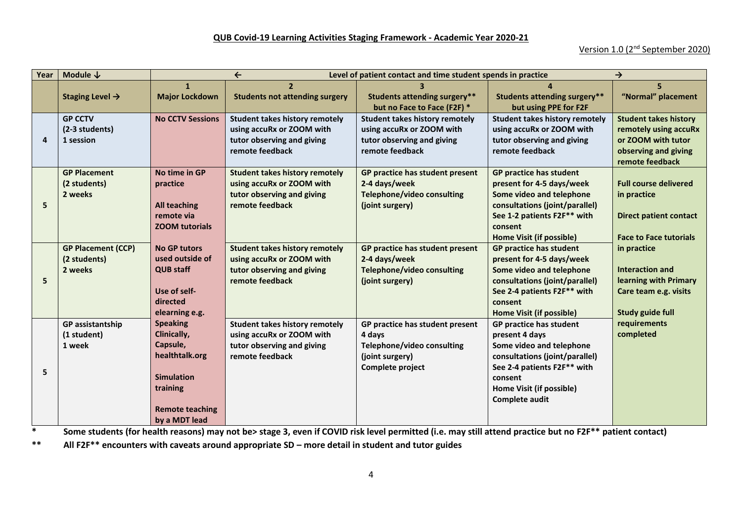## QUB Covid-19 Learning Activities Staging Framework - Academic Year 2020-21

Version 1.0 (2nd September 2020)

| Year | Module ↓ | ← Level of patient contact and time student spends in practice → | | | | |
|---|---|---|---|---|---|---|
| | **Staging Level →** | **1**<br>**Major Lockdown** | **2**<br>**Students not attending surgery** | **3**<br>**Students attending surgery\*\* but no Face to Face (F2F) \*** | **4**<br>**Students attending surgery\*\* but using PPE for F2F** | **5**<br>**"Normal" placement** |
| 4 | **GP CCTV**<br>**(2-3 students)**<br>**1 session** | **No CCTV Sessions** | **Student takes history remotely using accuRx or ZOOM with tutor observing and giving remote feedback** | **Student takes history remotely using accuRx or ZOOM with tutor observing and giving remote feedback** | **Student takes history remotely using accuRx or ZOOM with tutor observing and giving remote feedback** | **Student takes history remotely using accuRx or ZOOM with tutor observing and giving remote feedback** |
| 5 | **GP Placement**<br>**(2 students)**<br>**2 weeks** | **No time in GP practice**<br><br>**All teaching remote via ZOOM tutorials**<br><br>**No GP tutors used outside of QUB staff**<br><br>**Use of self-directed elearning e.g. Speaking Clinically, Capsule, healthtalk.org**<br><br>**Simulation training**<br><br>**Remote teaching by a MDT lead** | **Student takes history remotely using accuRx or ZOOM with tutor observing and giving remote feedback** | **GP practice has student present 2-4 days/week**<br>**Telephone/video consulting (joint surgery)** | **GP practice has student present for 4-5 days/week**<br>**Some video and telephone consultations (joint/parallel)**<br>**See 1-2 patients F2F\*\* with consent**<br>**Home Visit (if possible)** | **Full course delivered in practice**<br><br>**Direct patient contact**<br><br>**Face to Face tutorials in practice**<br><br>**Interaction and learning with Primary Care team e.g. visits**<br><br>**Study guide full requirements completed** |
| 5 | **GP Placement (CCP)**<br>**(2 students)**<br>**2 weeks** | | **Student takes history remotely using accuRx or ZOOM with tutor observing and giving remote feedback** | **GP practice has student present 2-4 days/week**<br>**Telephone/video consulting (joint surgery)** | **GP practice has student present for 4-5 days/week**<br>**Some video and telephone consultations (joint/parallel)**<br>**See 2-4 patients F2F\*\* with consent**<br>**Home Visit (if possible)** | |
| 5 | **GP assistantship**<br>**(1 student)**<br>**1 week** | | **Student takes history remotely using accuRx or ZOOM with tutor observing and giving remote feedback** | **GP practice has student present 4 days**<br>**Telephone/video consulting (joint surgery)**<br>**Complete project** | **GP practice has student present 4 days**<br>**Some video and telephone consultations (joint/parallel)**<br>**See 2-4 patients F2F\*\* with consent**<br>**Home Visit (if possible)**<br>**Complete audit** | |

\* **Some students (for health reasons) may not be> stage 3, even if COVID risk level permitted (i.e. may still attend practice but no F2F\*\* patient contact)**

\*\* **All F2F\*\* encounters with caveats around appropriate SD – more detail in student and tutor guides**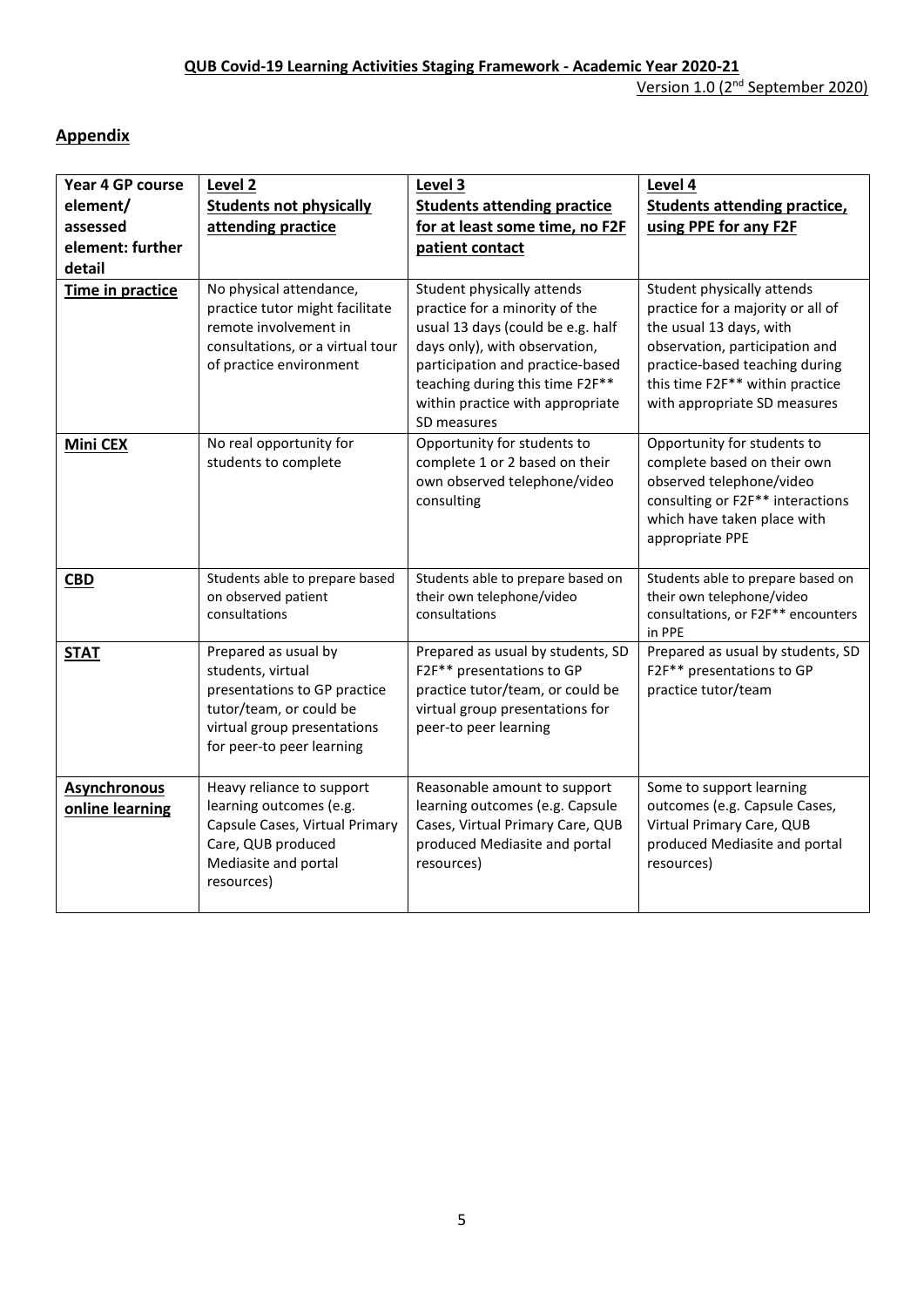## Appendix

| **Year 4 GP course element/ assessed element: further detail** | **Level 2 Students not physically attending practice** | **Level 3 Students attending practice for at least some time, no F2F patient contact** | **Level 4 Students attending practice, using PPE for any F2F** |
|---|---|---|---|
| **Time in practice** | No physical attendance, practice tutor might facilitate remote involvement in consultations, or a virtual tour of practice environment | Student physically attends practice for a minority of the usual 13 days (could be e.g. half days only), with observation, participation and practice-based teaching during this time F2F** within practice with appropriate SD measures | Student physically attends practice for a majority or all of the usual 13 days, with observation, participation and practice-based teaching during this time F2F** within practice with appropriate SD measures |
| **Mini CEX** | No real opportunity for students to complete | Opportunity for students to complete 1 or 2 based on their own observed telephone/video consulting | Opportunity for students to complete based on their own observed telephone/video consulting or F2F** interactions which have taken place with appropriate PPE |
| **CBD** | Students able to prepare based on observed patient consultations | Students able to prepare based on their own telephone/video consultations | Students able to prepare based on their own telephone/video consultations, or F2F** encounters in PPE |
| **STAT** | Prepared as usual by students, virtual presentations to GP practice tutor/team, or could be virtual group presentations for peer-to peer learning | Prepared as usual by students, SD F2F** presentations to GP practice tutor/team, or could be virtual group presentations for peer-to peer learning | Prepared as usual by students, SD F2F** presentations to GP practice tutor/team |
| **Asynchronous online learning** | Heavy reliance to support learning outcomes (e.g. Capsule Cases, Virtual Primary Care, QUB produced Mediasite and portal resources) | Reasonable amount to support learning outcomes (e.g. Capsule Cases, Virtual Primary Care, QUB produced Mediasite and portal resources) | Some to support learning outcomes (e.g. Capsule Cases, Virtual Primary Care, QUB produced Mediasite and portal resources) |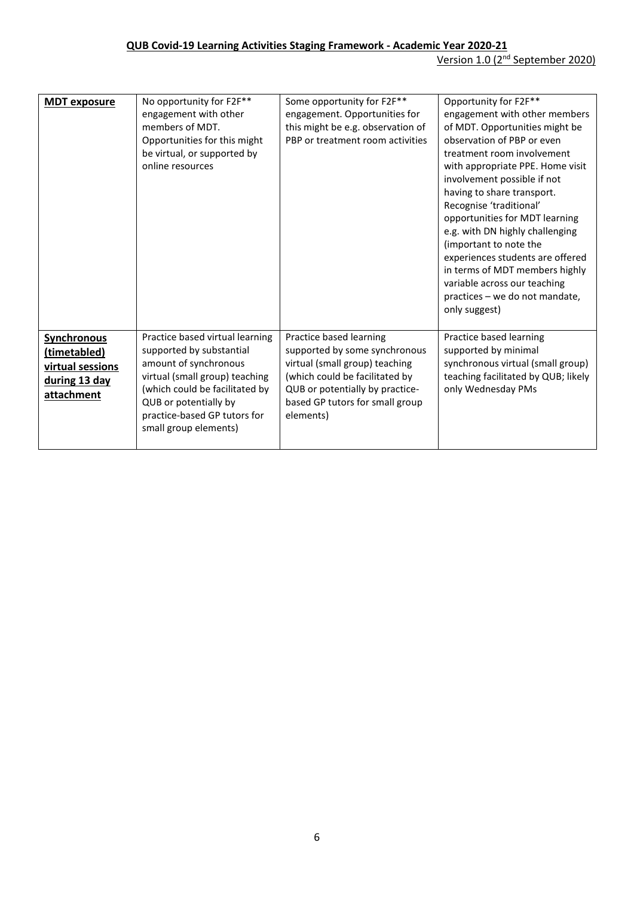| | | | |
|---|---|---|---|
| **MDT exposure** | No opportunity for F2F** engagement with other members of MDT. Opportunities for this might be virtual, or supported by online resources | Some opportunity for F2F** engagement. Opportunities for this might be e.g. observation of PBP or treatment room activities | Opportunity for F2F** engagement with other members of MDT. Opportunities might be observation of PBP or even treatment room involvement with appropriate PPE. Home visit involvement possible if not having to share transport. Recognise 'traditional' opportunities for MDT learning e.g. with DN highly challenging (important to note the experiences students are offered in terms of MDT members highly variable across our teaching practices – we do not mandate, only suggest) |
| **Synchronous (timetabled) virtual sessions during 13 day attachment** | Practice based virtual learning supported by substantial amount of synchronous virtual (small group) teaching (which could be facilitated by QUB or potentially by practice-based GP tutors for small group elements) | Practice based learning supported by some synchronous virtual (small group) teaching (which could be facilitated by QUB or potentially by practice-based GP tutors for small group elements) | Practice based learning supported by minimal synchronous virtual (small group) teaching facilitated by QUB; likely only Wednesday PMs |